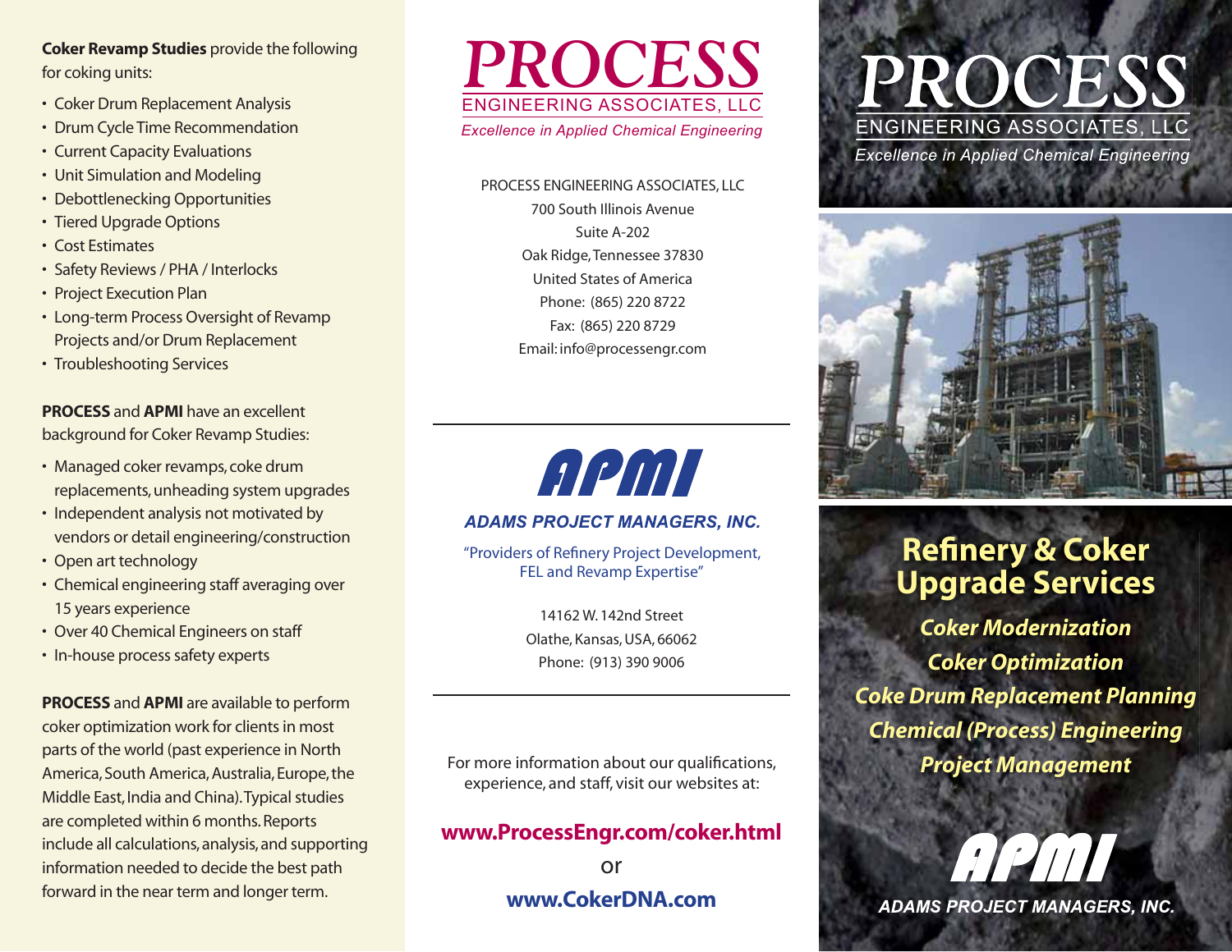**Coker Revamp Studies** provide the following for coking units:

- Coker Drum Replacement Analysis
- Drum Cycle Time Recommendation
- Current Capacity Evaluations
- Unit Simulation and Modeling
- Debottlenecking Opportunities
- Tiered Upgrade Options
- Cost Estimates
- Safety Reviews / PHA / Interlocks
- Project Execution Plan
- Long-term Process Oversight of Revamp Projects and/or Drum Replacement
- Troubleshooting Services

**PROCESS** and **APMI** have an excellent background for Coker Revamp Studies:

- Managed coker revamps, coke drum replacements, unheading system upgrades
- Independent analysis not motivated by vendors or detail engineering/construction
- Open art technology
- Chemical engineering staff averaging over 15 years experience
- Over 40 Chemical Engineers on staff
- In-house process safety experts

**PROCESS** and **APMI** are available to perform coker optimization work for clients in most parts of the world (past experience in North America, South America, Australia, Europe, the Middle East, India and China). Typical studies are completed within 6 months. Reports include all calculations, analysis, and supporting information needed to decide the best path forward in the near term and longer term.

# PROCESS
ENGINEERING ASSOCIATES, LLC

*Excellence in Applied Chemical Engineering*

PROCESS ENGINEERING ASSOCIATES, LLC
700 South Illinois Avenue
Suite A-202
Oak Ridge, Tennessee 37830
United States of America
Phone: (865) 220 8722
Fax: (865) 220 8729
Email: info@processengr.com

---

# APMI
***ADAMS PROJECT MANAGERS, INC.***

"Providers of Refinery Project Development, FEL and Revamp Expertise"

14162 W. 142nd Street
Olathe, Kansas, USA, 66062
Phone: (913) 390 9006

---

For more information about our qualifications, experience, and staff, visit our websites at:

**www.ProcessEngr.com/coker.html**

or

**www.CokerDNA.com**

# PROCESS
ENGINEERING ASSOCIATES, LLC

*Excellence in Applied Chemical Engineering*

## Refinery & Coker Upgrade Services

***Coker Modernization***
***Coker Optimization***
***Coke Drum Replacement Planning***
***Chemical (Process) Engineering***
***Project Management***

# APMI
***ADAMS PROJECT MANAGERS, INC.***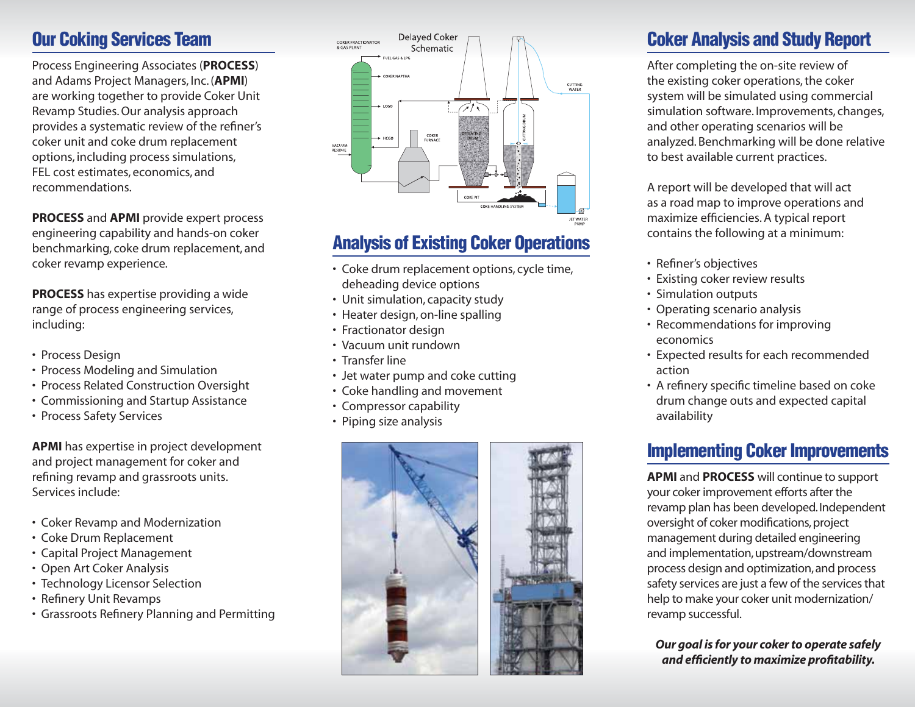## Our Coking Services Team

Process Engineering Associates (**PROCESS**) and Adams Project Managers, Inc. (**APMI**) are working together to provide Coker Unit Revamp Studies. Our analysis approach provides a systematic review of the refiner's coker unit and coke drum replacement options, including process simulations, FEL cost estimates, economics, and recommendations.

**PROCESS** and **APMI** provide expert process engineering capability and hands-on coker benchmarking, coke drum replacement, and coker revamp experience.

**PROCESS** has expertise providing a wide range of process engineering services, including:

- Process Design
- Process Modeling and Simulation
- Process Related Construction Oversight
- Commissioning and Startup Assistance
- Process Safety Services

**APMI** has expertise in project development and project management for coker and refining revamp and grassroots units. Services include:

- Coker Revamp and Modernization
- Coke Drum Replacement
- Capital Project Management
- Open Art Coker Analysis
- Technology Licensor Selection
- Refinery Unit Revamps
- Grassroots Refinery Planning and Permitting

Delayed Coker Schematic

COKER FRACTIONATOR & GAS PLANT
FUEL GAS & LPG
COKER NAPTHA
LCGO
HCGO
VACUUM RESIDUE
COKER FURNACE
OPERATING DRUM
CUTTING DRUM
CUTTING WATER
COKE PIT
COKE HANDLING SYSTEM
JET WATER PUMP

## Analysis of Existing Coker Operations

- Coke drum replacement options, cycle time, deheading device options
- Unit simulation, capacity study
- Heater design, on-line spalling
- Fractionator design
- Vacuum unit rundown
- Transfer line
- Jet water pump and coke cutting
- Coke handling and movement
- Compressor capability
- Piping size analysis

## Coker Analysis and Study Report

After completing the on-site review of the existing coker operations, the coker system will be simulated using commercial simulation software. Improvements, changes, and other operating scenarios will be analyzed. Benchmarking will be done relative to best available current practices.

A report will be developed that will act as a road map to improve operations and maximize efficiencies. A typical report contains the following at a minimum:

- Refiner's objectives
- Existing coker review results
- Simulation outputs
- Operating scenario analysis
- Recommendations for improving economics
- Expected results for each recommended action
- A refinery specific timeline based on coke drum change outs and expected capital availability

## Implementing Coker Improvements

**APMI** and **PROCESS** will continue to support your coker improvement efforts after the revamp plan has been developed. Independent oversight of coker modifications, project management during detailed engineering and implementation, upstream/downstream process design and optimization, and process safety services are just a few of the services that help to make your coker unit modernization/revamp successful.

***Our goal is for your coker to operate safely and efficiently to maximize profitability.***